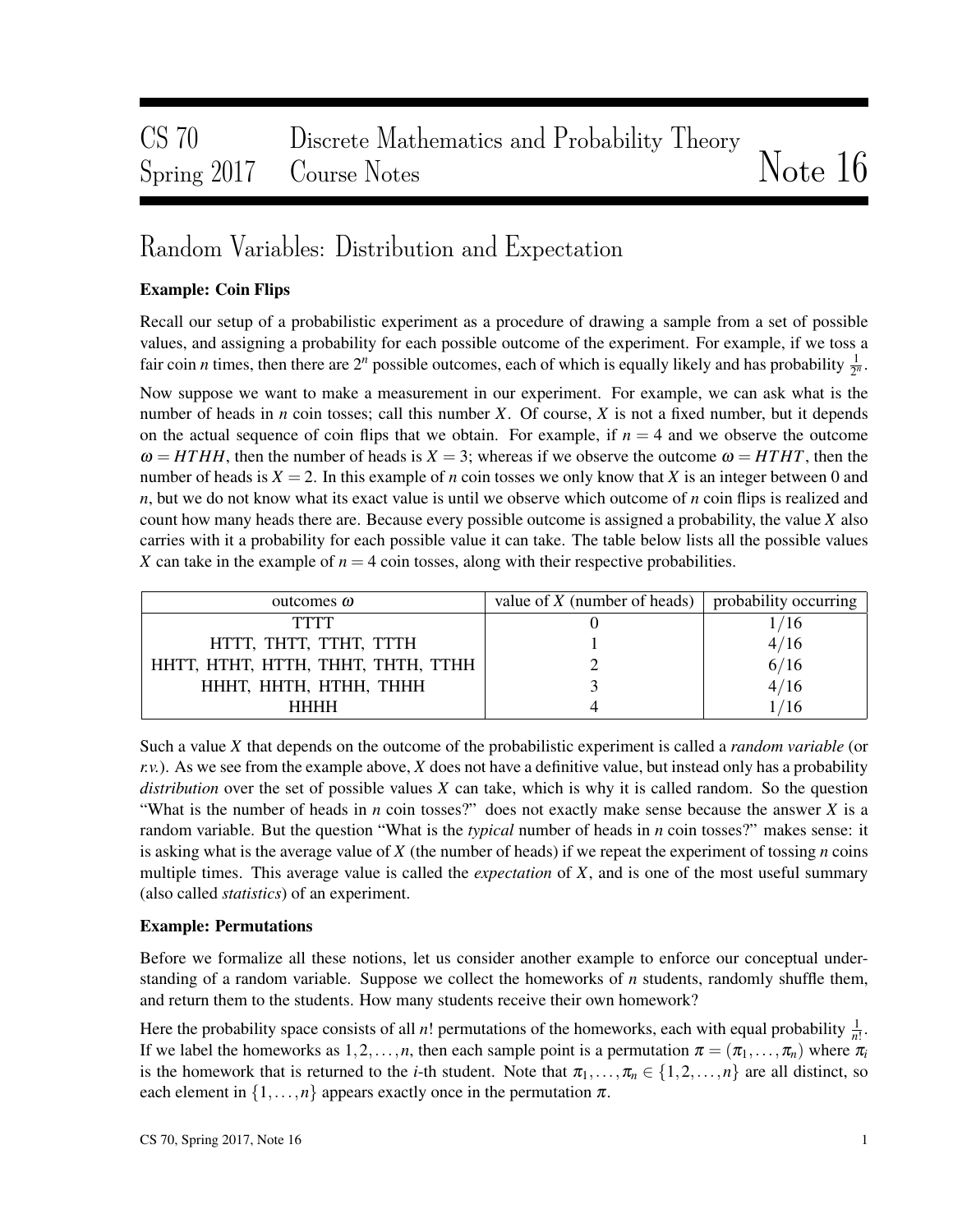# CS 70 Discrete Mathematics and Probability Theory Spring 2017 Course Notes — Note 16

## Random Variables: Distribution and Expectation

**Example: Coin Flips**

Recall our setup of a probabilistic experiment as a procedure of drawing a sample from a set of possible values, and assigning a probability for each possible outcome of the experiment. For example, if we toss a fair coin $n$ times, then there are $2^n$ possible outcomes, each of which is equally likely and has probability $\frac{1}{2^n}$.

Now suppose we want to make a measurement in our experiment. For example, we can ask what is the number of heads in $n$ coin tosses; call this number $X$. Of course, $X$ is not a fixed number, but it depends on the actual sequence of coin flips that we obtain. For example, if $n = 4$ and we observe the outcome $\omega = HTHH$, then the number of heads is $X = 3$; whereas if we observe the outcome $\omega = HTHT$, then the number of heads is $X = 2$. In this example of $n$ coin tosses we only know that $X$ is an integer between 0 and $n$, but we do not know what its exact value is until we observe which outcome of $n$ coin flips is realized and count how many heads there are. Because every possible outcome is assigned a probability, the value $X$ also carries with it a probability for each possible value it can take. The table below lists all the possible values $X$ can take in the example of $n = 4$ coin tosses, along with their respective probabilities.

| outcomes $\omega$ | value of $X$ (number of heads) | probability occurring |
|---|---|---|
| TTTT | 0 | $1/16$ |
| HTTT, THTT, TTHT, TTTH | 1 | $4/16$ |
| HHTT, HTHT, HTTH, THHT, THTH, TTHH | 2 | $6/16$ |
| HHHT, HHTH, HTHH, THHH | 3 | $4/16$ |
| HHHH | 4 | $1/16$ |

Such a value $X$ that depends on the outcome of the probabilistic experiment is called a *random variable* (or *r.v.*). As we see from the example above, $X$ does not have a definitive value, but instead only has a probability *distribution* over the set of possible values $X$ can take, which is why it is called random. So the question "What is the number of heads in $n$ coin tosses?" does not exactly make sense because the answer $X$ is a random variable. But the question "What is the *typical* number of heads in $n$ coin tosses?" makes sense: it is asking what is the average value of $X$ (the number of heads) if we repeat the experiment of tossing $n$ coins multiple times. This average value is called the *expectation* of $X$, and is one of the most useful summary (also called *statistics*) of an experiment.

**Example: Permutations**

Before we formalize all these notions, let us consider another example to enforce our conceptual understanding of a random variable. Suppose we collect the homeworks of $n$ students, randomly shuffle them, and return them to the students. How many students receive their own homework?

Here the probability space consists of all $n!$ permutations of the homeworks, each with equal probability $\frac{1}{n!}$. If we label the homeworks as $1, 2, \ldots, n$, then each sample point is a permutation $\pi = (\pi_1, \ldots, \pi_n)$ where $\pi_i$ is the homework that is returned to the $i$-th student. Note that $\pi_1, \ldots, \pi_n \in \{1, 2, \ldots, n\}$ are all distinct, so each element in $\{1, \ldots, n\}$ appears exactly once in the permutation $\pi$.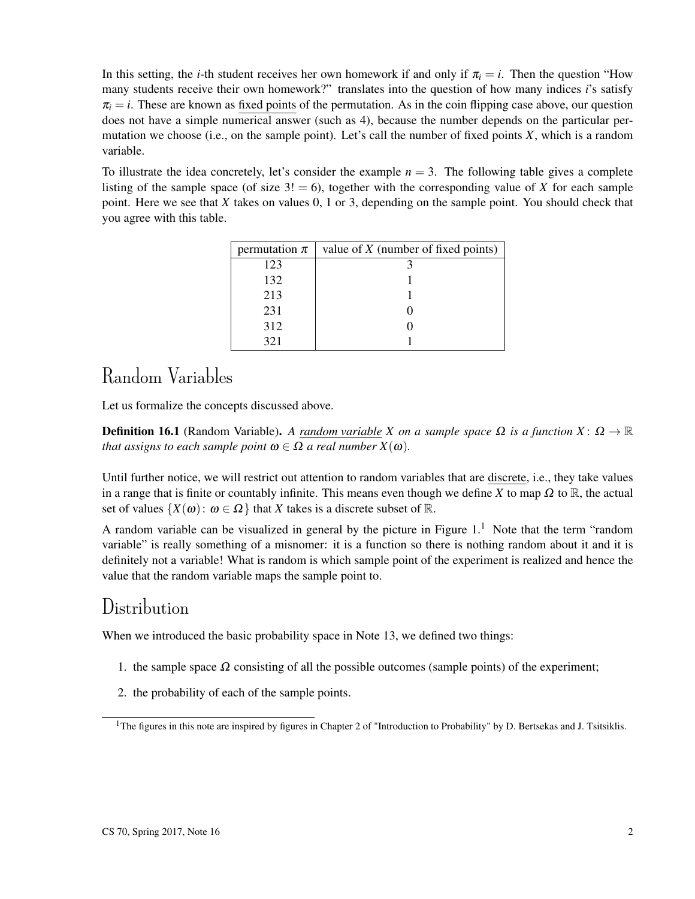In this setting, the $i$-th student receives her own homework if and only if $\pi_i = i$. Then the question "How many students receive their own homework?" translates into the question of how many indices $i$'s satisfy $\pi_i = i$. These are known as fixed points of the permutation. As in the coin flipping case above, our question does not have a simple numerical answer (such as 4), because the number depends on the particular permutation we choose (i.e., on the sample point). Let's call the number of fixed points $X$, which is a random variable.

To illustrate the idea concretely, let's consider the example $n = 3$. The following table gives a complete listing of the sample space (of size $3! = 6$), together with the corresponding value of $X$ for each sample point. Here we see that $X$ takes on values 0, 1 or 3, depending on the sample point. You should check that you agree with this table.

| permutation $\pi$ | value of $X$ (number of fixed points) |
|---|---|
| 123 | 3 |
| 132 | 1 |
| 213 | 1 |
| 231 | 0 |
| 312 | 0 |
| 321 | 1 |

# Random Variables

Let us formalize the concepts discussed above.

**Definition 16.1** (Random Variable)**.** *A random variable $X$ on a sample space $\Omega$ is a function $X\colon \Omega \to \mathbb{R}$ that assigns to each sample point $\omega \in \Omega$ a real number $X(\omega)$.*

Until further notice, we will restrict out attention to random variables that are discrete, i.e., they take values in a range that is finite or countably infinite. This means even though we define $X$ to map $\Omega$ to $\mathbb{R}$, the actual set of values $\{X(\omega)\colon \omega \in \Omega\}$ that $X$ takes is a discrete subset of $\mathbb{R}$.

A random variable can be visualized in general by the picture in Figure 1.[1] Note that the term "random variable" is really something of a misnomer: it is a function so there is nothing random about it and it is definitely not a variable! What is random is which sample point of the experiment is realized and hence the value that the random variable maps the sample point to.

# Distribution

When we introduced the basic probability space in Note 13, we defined two things:

1. the sample space $\Omega$ consisting of all the possible outcomes (sample points) of the experiment;
2. the probability of each of the sample points.

[1] The figures in this note are inspired by figures in Chapter 2 of "Introduction to Probability" by D. Bertsekas and J. Tsitsiklis.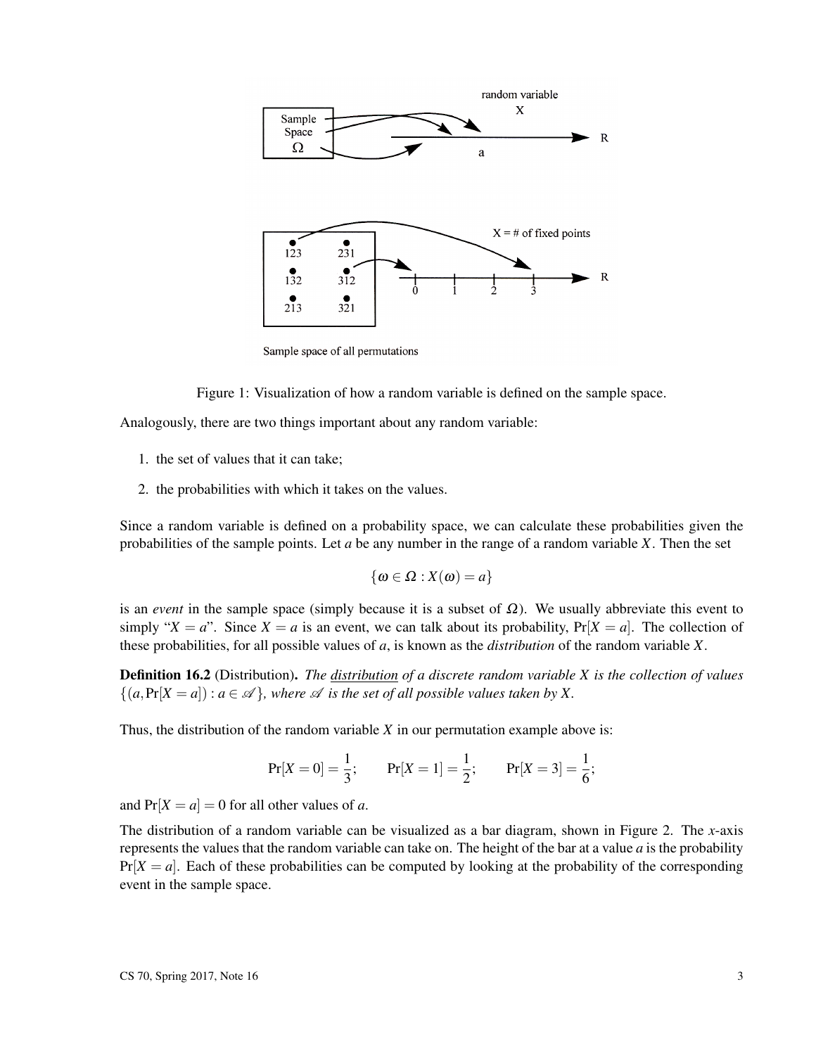Figure 1: Visualization of how a random variable is defined on the sample space.

Analogously, there are two things important about any random variable:

1. the set of values that it can take;
2. the probabilities with which it takes on the values.

Since a random variable is defined on a probability space, we can calculate these probabilities given the probabilities of the sample points. Let $a$ be any number in the range of a random variable $X$. Then the set

$$\{\omega \in \Omega : X(\omega) = a\}$$

is an *event* in the sample space (simply because it is a subset of $\Omega$). We usually abbreviate this event to simply "$X = a$". Since $X = a$ is an event, we can talk about its probability, $\Pr[X = a]$. The collection of these probabilities, for all possible values of $a$, is known as the *distribution* of the random variable $X$.

**Definition 16.2** (Distribution)**.** *The distribution of a discrete random variable $X$ is the collection of values $\{(a, \Pr[X = a]) : a \in \mathscr{A}\}$, where $\mathscr{A}$ is the set of all possible values taken by $X$.*

Thus, the distribution of the random variable $X$ in our permutation example above is:

$$\Pr[X = 0] = \frac{1}{3}; \qquad \Pr[X = 1] = \frac{1}{2}; \qquad \Pr[X = 3] = \frac{1}{6};$$

and $\Pr[X = a] = 0$ for all other values of $a$.

The distribution of a random variable can be visualized as a bar diagram, shown in Figure 2. The $x$-axis represents the values that the random variable can take on. The height of the bar at a value $a$ is the probability $\Pr[X = a]$. Each of these probabilities can be computed by looking at the probability of the corresponding event in the sample space.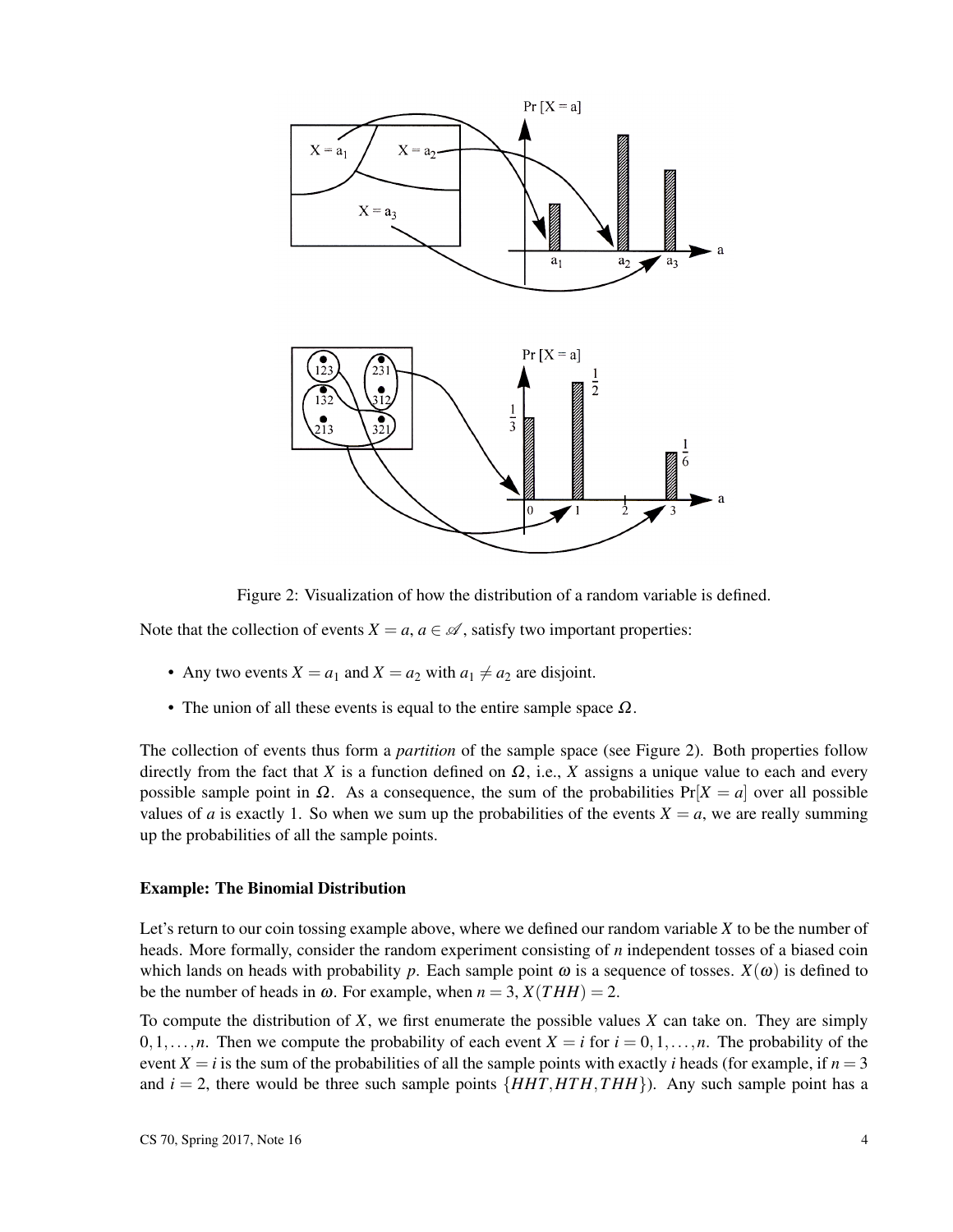Figure 2: Visualization of how the distribution of a random variable is defined.

Note that the collection of events $X = a$, $a \in \mathscr{A}$, satisfy two important properties:

- Any two events $X = a_1$ and $X = a_2$ with $a_1 \neq a_2$ are disjoint.
- The union of all these events is equal to the entire sample space $\Omega$.

The collection of events thus form a *partition* of the sample space (see Figure 2). Both properties follow directly from the fact that $X$ is a function defined on $\Omega$, i.e., $X$ assigns a unique value to each and every possible sample point in $\Omega$. As a consequence, the sum of the probabilities $\Pr[X = a]$ over all possible values of $a$ is exactly 1. So when we sum up the probabilities of the events $X = a$, we are really summing up the probabilities of all the sample points.

### Example: The Binomial Distribution

Let's return to our coin tossing example above, where we defined our random variable $X$ to be the number of heads. More formally, consider the random experiment consisting of $n$ independent tosses of a biased coin which lands on heads with probability $p$. Each sample point $\omega$ is a sequence of tosses. $X(\omega)$ is defined to be the number of heads in $\omega$. For example, when $n = 3$, $X(THH) = 2$.

To compute the distribution of $X$, we first enumerate the possible values $X$ can take on. They are simply $0, 1, \ldots, n$. Then we compute the probability of each event $X = i$ for $i = 0, 1, \ldots, n$. The probability of the event $X = i$ is the sum of the probabilities of all the sample points with exactly $i$ heads (for example, if $n = 3$ and $i = 2$, there would be three such sample points $\{HHT, HTH, THH\}$). Any such sample point has a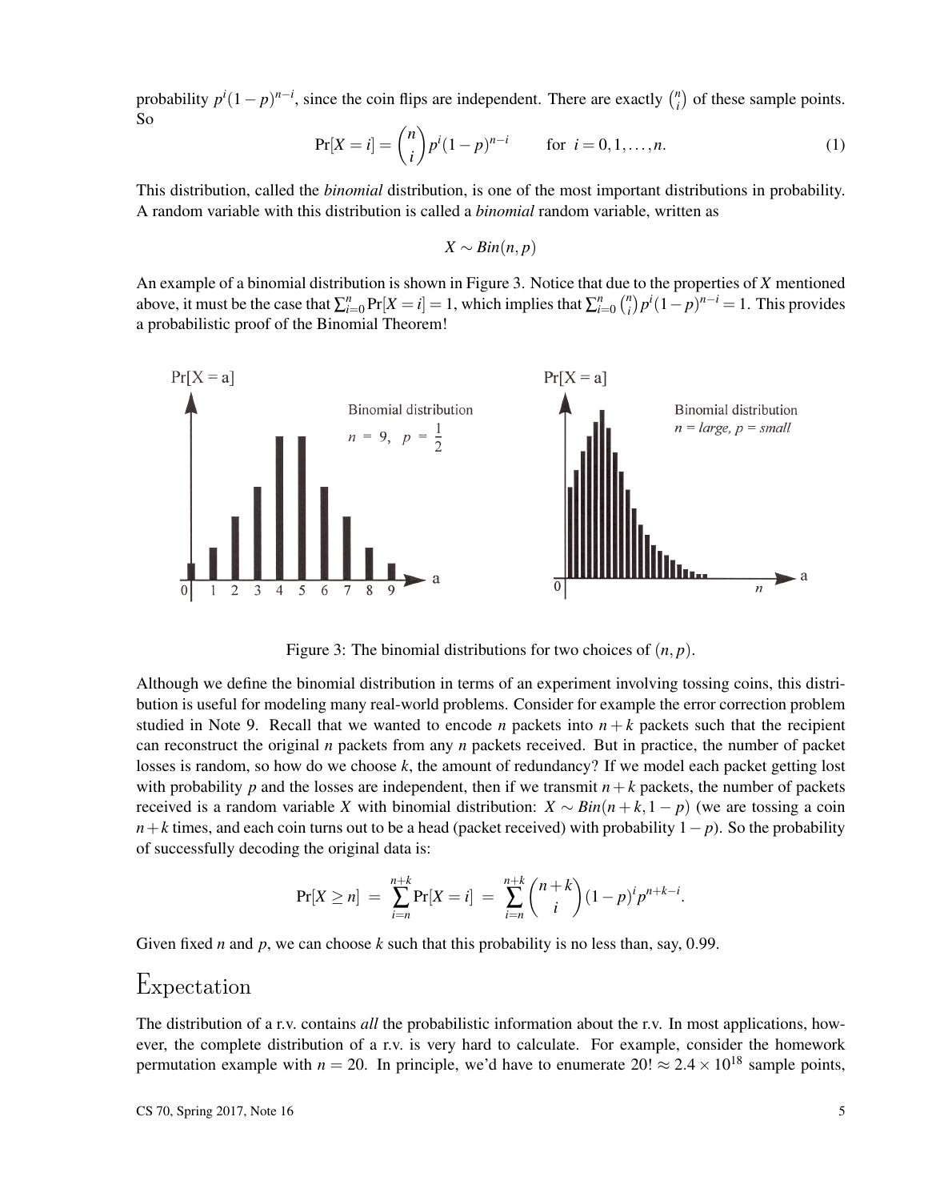probability $p^i(1-p)^{n-i}$, since the coin flips are independent. There are exactly $\binom{n}{i}$ of these sample points. So

$$\Pr[X = i] = \binom{n}{i} p^i (1-p)^{n-i} \qquad \text{for } i = 0, 1, \ldots, n. \tag{1}$$

This distribution, called the *binomial* distribution, is one of the most important distributions in probability. A random variable with this distribution is called a *binomial* random variable, written as

$$X \sim Bin(n, p)$$

An example of a binomial distribution is shown in Figure 3. Notice that due to the properties of $X$ mentioned above, it must be the case that $\sum_{i=0}^{n} \Pr[X = i] = 1$, which implies that $\sum_{i=0}^{n} \binom{n}{i} p^i (1-p)^{n-i} = 1$. This provides a probabilistic proof of the Binomial Theorem!

Figure 3: The binomial distributions for two choices of $(n, p)$.

Although we define the binomial distribution in terms of an experiment involving tossing coins, this distribution is useful for modeling many real-world problems. Consider for example the error correction problem studied in Note 9. Recall that we wanted to encode $n$ packets into $n+k$ packets such that the recipient can reconstruct the original $n$ packets from any $n$ packets received. But in practice, the number of packet losses is random, so how do we choose $k$, the amount of redundancy? If we model each packet getting lost with probability $p$ and the losses are independent, then if we transmit $n+k$ packets, the number of packets received is a random variable $X$ with binomial distribution: $X \sim Bin(n+k, 1-p)$ (we are tossing a coin $n+k$ times, and each coin turns out to be a head (packet received) with probability $1-p$). So the probability of successfully decoding the original data is:

$$\Pr[X \geq n] \;=\; \sum_{i=n}^{n+k} \Pr[X = i] \;=\; \sum_{i=n}^{n+k} \binom{n+k}{i} (1-p)^i p^{n+k-i}.$$

Given fixed $n$ and $p$, we can choose $k$ such that this probability is no less than, say, 0.99.

## Expectation

The distribution of a r.v. contains *all* the probabilistic information about the r.v. In most applications, however, the complete distribution of a r.v. is very hard to calculate. For example, consider the homework permutation example with $n = 20$. In principle, we'd have to enumerate $20! \approx 2.4 \times 10^{18}$ sample points,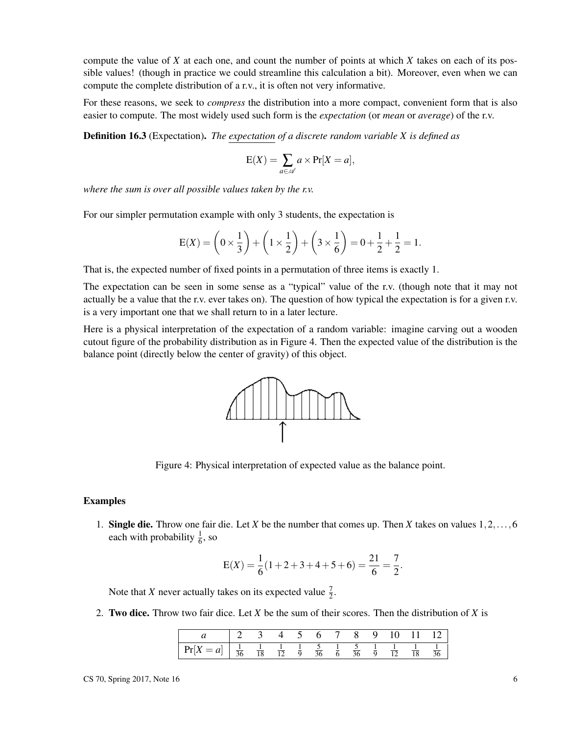compute the value of $X$ at each one, and count the number of points at which $X$ takes on each of its possible values! (though in practice we could streamline this calculation a bit). Moreover, even when we can compute the complete distribution of a r.v., it is often not very informative.

For these reasons, we seek to *compress* the distribution into a more compact, convenient form that is also easier to compute. The most widely used such form is the *expectation* (or *mean* or *average*) of the r.v.

**Definition 16.3** (Expectation). *The expectation of a discrete random variable $X$ is defined as*

$$\mathrm{E}(X) = \sum_{a \in \mathscr{A}} a \times \Pr[X = a],$$

*where the sum is over all possible values taken by the r.v.*

For our simpler permutation example with only 3 students, the expectation is

$$\mathrm{E}(X) = \left(0 \times \frac{1}{3}\right) + \left(1 \times \frac{1}{2}\right) + \left(3 \times \frac{1}{6}\right) = 0 + \frac{1}{2} + \frac{1}{2} = 1.$$

That is, the expected number of fixed points in a permutation of three items is exactly 1.

The expectation can be seen in some sense as a "typical" value of the r.v. (though note that it may not actually be a value that the r.v. ever takes on). The question of how typical the expectation is for a given r.v. is a very important one that we shall return to in a later lecture.

Here is a physical interpretation of the expectation of a random variable: imagine carving out a wooden cutout figure of the probability distribution as in Figure 4. Then the expected value of the distribution is the balance point (directly below the center of gravity) of this object.

Figure 4: Physical interpretation of expected value as the balance point.

### Examples

1. **Single die.** Throw one fair die. Let $X$ be the number that comes up. Then $X$ takes on values $1, 2, \ldots, 6$ each with probability $\frac{1}{6}$, so

$$\mathrm{E}(X) = \frac{1}{6}(1+2+3+4+5+6) = \frac{21}{6} = \frac{7}{2}.$$

   Note that $X$ never actually takes on its expected value $\frac{7}{2}$.

2. **Two dice.** Throw two fair dice. Let $X$ be the sum of their scores. Then the distribution of $X$ is

| $a$ | 2 | 3 | 4 | 5 | 6 | 7 | 8 | 9 | 10 | 11 | 12 |
|---|---|---|---|---|---|---|---|---|---|---|---|
| $\Pr[X = a]$ | $\frac{1}{36}$ | $\frac{1}{18}$ | $\frac{1}{12}$ | $\frac{1}{9}$ | $\frac{5}{36}$ | $\frac{1}{6}$ | $\frac{5}{36}$ | $\frac{1}{9}$ | $\frac{1}{12}$ | $\frac{1}{18}$ | $\frac{1}{36}$ |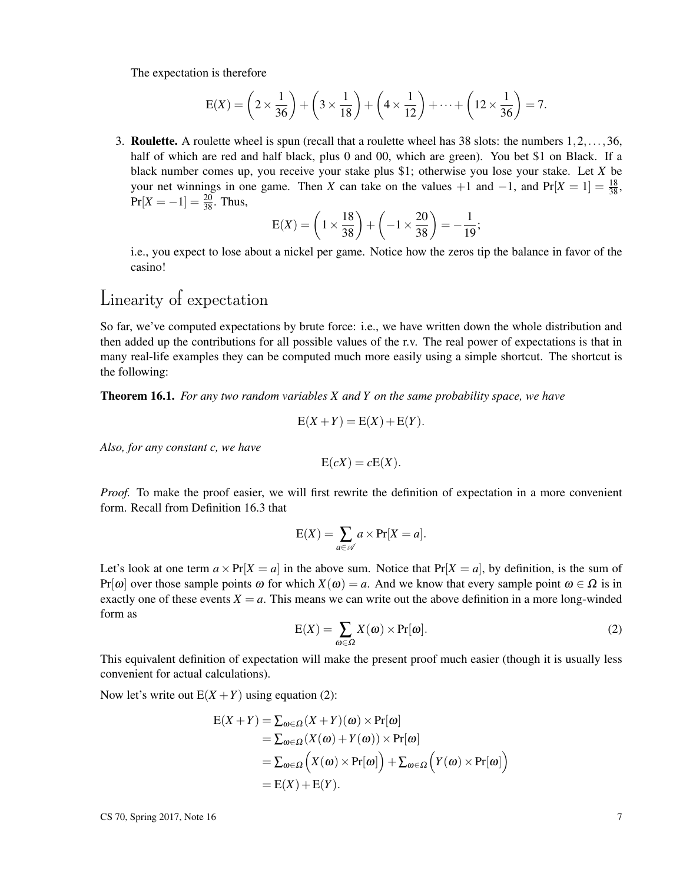The expectation is therefore

$$\mathrm{E}(X) = \left(2 \times \frac{1}{36}\right) + \left(3 \times \frac{1}{18}\right) + \left(4 \times \frac{1}{12}\right) + \cdots + \left(12 \times \frac{1}{36}\right) = 7.$$

3. **Roulette.** A roulette wheel is spun (recall that a roulette wheel has 38 slots: the numbers $1, 2, \ldots, 36$, half of which are red and half black, plus 0 and 00, which are green). You bet \$1 on Black. If a black number comes up, you receive your stake plus \$1; otherwise you lose your stake. Let $X$ be your net winnings in one game. Then $X$ can take on the values $+1$ and $-1$, and $\Pr[X = 1] = \frac{18}{38}$, $\Pr[X = -1] = \frac{20}{38}$. Thus,

$$\mathrm{E}(X) = \left(1 \times \frac{18}{38}\right) + \left(-1 \times \frac{20}{38}\right) = -\frac{1}{19};$$

i.e., you expect to lose about a nickel per game. Notice how the zeros tip the balance in favor of the casino!

## Linearity of expectation

So far, we've computed expectations by brute force: i.e., we have written down the whole distribution and then added up the contributions for all possible values of the r.v. The real power of expectations is that in many real-life examples they can be computed much more easily using a simple shortcut. The shortcut is the following:

**Theorem 16.1.** *For any two random variables $X$ and $Y$ on the same probability space, we have*

$$\mathrm{E}(X+Y) = \mathrm{E}(X) + \mathrm{E}(Y).$$

*Also, for any constant $c$, we have*

$$\mathrm{E}(cX) = c\mathrm{E}(X).$$

*Proof.* To make the proof easier, we will first rewrite the definition of expectation in a more convenient form. Recall from Definition 16.3 that

$$\mathrm{E}(X) = \sum_{a \in \mathscr{A}} a \times \Pr[X = a].$$

Let's look at one term $a \times \Pr[X = a]$ in the above sum. Notice that $\Pr[X = a]$, by definition, is the sum of $\Pr[\omega]$ over those sample points $\omega$ for which $X(\omega) = a$. And we know that every sample point $\omega \in \Omega$ is in exactly one of these events $X = a$. This means we can write out the above definition in a more long-winded form as

$$\mathrm{E}(X) = \sum_{\omega \in \Omega} X(\omega) \times \Pr[\omega]. \tag{2}$$

This equivalent definition of expectation will make the present proof much easier (though it is usually less convenient for actual calculations).

Now let's write out $\mathrm{E}(X+Y)$ using equation (2):

$$\begin{aligned}
\mathrm{E}(X+Y) &= \textstyle\sum_{\omega \in \Omega} (X+Y)(\omega) \times \Pr[\omega] \\
&= \textstyle\sum_{\omega \in \Omega} (X(\omega) + Y(\omega)) \times \Pr[\omega] \\
&= \textstyle\sum_{\omega \in \Omega} \Big(X(\omega) \times \Pr[\omega]\Big) + \sum_{\omega \in \Omega} \Big(Y(\omega) \times \Pr[\omega]\Big) \\
&= \mathrm{E}(X) + \mathrm{E}(Y).
\end{aligned}$$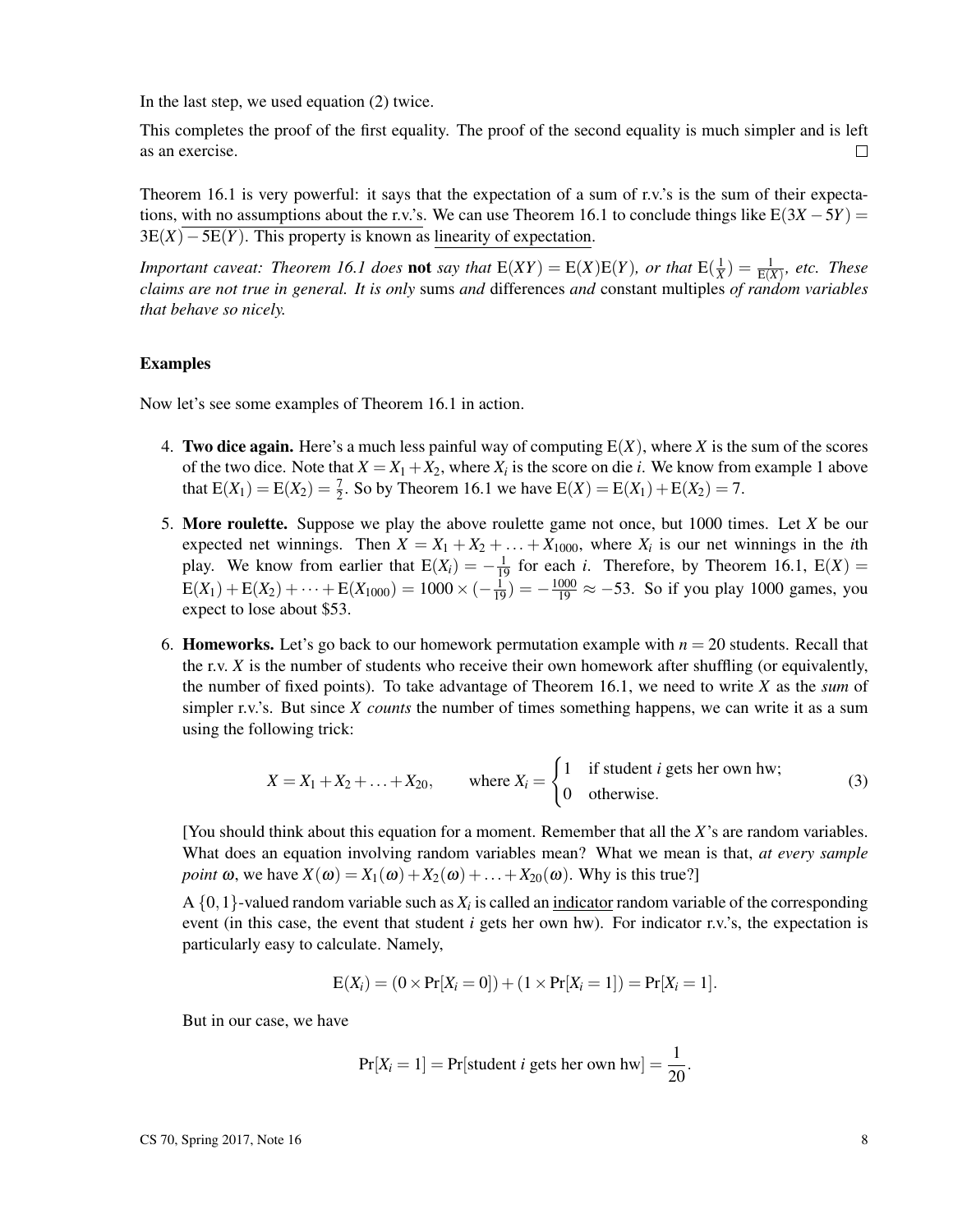In the last step, we used equation (2) twice.

This completes the proof of the first equality. The proof of the second equality is much simpler and is left as an exercise. □

Theorem 16.1 is very powerful: it says that the expectation of a sum of r.v.'s is the sum of their expectations, with no assumptions about the r.v.'s. We can use Theorem 16.1 to conclude things like $\mathrm{E}(3X-5Y) = 3\mathrm{E}(X) - 5\mathrm{E}(Y)$. This property is known as linearity of expectation.

*Important caveat: Theorem 16.1 does* **not** *say that* $\mathrm{E}(XY) = \mathrm{E}(X)\mathrm{E}(Y)$*, or that* $\mathrm{E}(\frac{1}{X}) = \frac{1}{\mathrm{E}(X)}$*, etc. These claims are not true in general. It is only* sums *and* differences *and* constant multiples *of random variables that behave so nicely.*

### Examples

Now let's see some examples of Theorem 16.1 in action.

4. **Two dice again.** Here's a much less painful way of computing $\mathrm{E}(X)$, where $X$ is the sum of the scores of the two dice. Note that $X = X_1 + X_2$, where $X_i$ is the score on die $i$. We know from example 1 above that $\mathrm{E}(X_1) = \mathrm{E}(X_2) = \frac{7}{2}$. So by Theorem 16.1 we have $\mathrm{E}(X) = \mathrm{E}(X_1) + \mathrm{E}(X_2) = 7$.

5. **More roulette.** Suppose we play the above roulette game not once, but 1000 times. Let $X$ be our expected net winnings. Then $X = X_1 + X_2 + \ldots + X_{1000}$, where $X_i$ is our net winnings in the $i$th play. We know from earlier that $\mathrm{E}(X_i) = -\frac{1}{19}$ for each $i$. Therefore, by Theorem 16.1, $\mathrm{E}(X) = \mathrm{E}(X_1) + \mathrm{E}(X_2) + \cdots + \mathrm{E}(X_{1000}) = 1000 \times (-\frac{1}{19}) = -\frac{1000}{19} \approx -53$. So if you play 1000 games, you expect to lose about \$53.

6. **Homeworks.** Let's go back to our homework permutation example with $n = 20$ students. Recall that the r.v. $X$ is the number of students who receive their own homework after shuffling (or equivalently, the number of fixed points). To take advantage of Theorem 16.1, we need to write $X$ as the *sum* of simpler r.v.'s. But since $X$ *counts* the number of times something happens, we can write it as a sum using the following trick:

$$X = X_1 + X_2 + \ldots + X_{20}, \qquad \text{where } X_i = \begin{cases} 1 & \text{if student } i \text{ gets her own hw;} \\ 0 & \text{otherwise.} \end{cases} \tag{3}$$

[You should think about this equation for a moment. Remember that all the $X$'s are random variables. What does an equation involving random variables mean? What we mean is that, *at every sample point* $\omega$, we have $X(\omega) = X_1(\omega) + X_2(\omega) + \ldots + X_{20}(\omega)$. Why is this true?]

A $\{0,1\}$-valued random variable such as $X_i$ is called an indicator random variable of the corresponding event (in this case, the event that student $i$ gets her own hw). For indicator r.v.'s, the expectation is particularly easy to calculate. Namely,

$$\mathrm{E}(X_i) = (0 \times \Pr[X_i = 0]) + (1 \times \Pr[X_i = 1]) = \Pr[X_i = 1].$$

But in our case, we have

$$\Pr[X_i = 1] = \Pr[\text{student } i \text{ gets her own hw}] = \frac{1}{20}.$$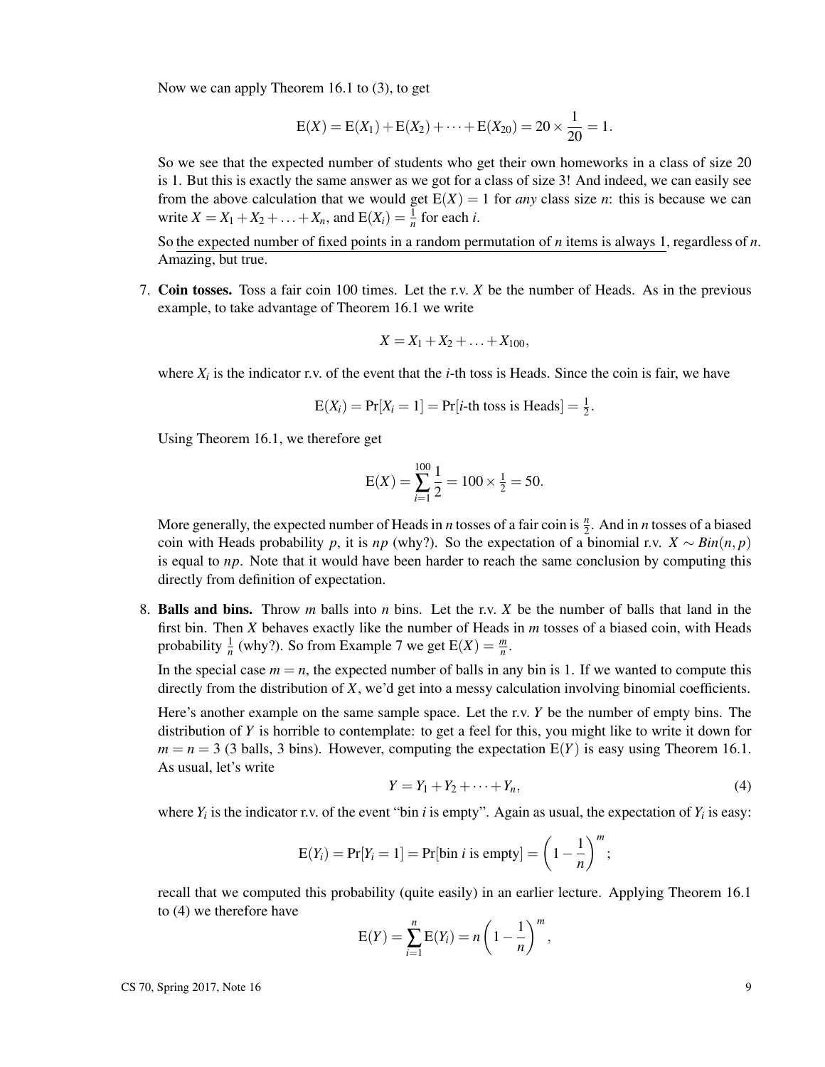Now we can apply Theorem 16.1 to (3), to get

$$\mathrm{E}(X) = \mathrm{E}(X_1) + \mathrm{E}(X_2) + \cdots + \mathrm{E}(X_{20}) = 20 \times \frac{1}{20} = 1.$$

So we see that the expected number of students who get their own homeworks in a class of size 20 is 1. But this is exactly the same answer as we got for a class of size 3! And indeed, we can easily see from the above calculation that we would get $\mathrm{E}(X) = 1$ for *any* class size $n$: this is because we can write $X = X_1 + X_2 + \ldots + X_n$, and $\mathrm{E}(X_i) = \frac{1}{n}$ for each $i$.

So the expected number of fixed points in a random permutation of $n$ items is always 1, regardless of $n$. Amazing, but true.

7. **Coin tosses.** Toss a fair coin 100 times. Let the r.v. $X$ be the number of Heads. As in the previous example, to take advantage of Theorem 16.1 we write

$$X = X_1 + X_2 + \ldots + X_{100},$$

where $X_i$ is the indicator r.v. of the event that the $i$-th toss is Heads. Since the coin is fair, we have

$$\mathrm{E}(X_i) = \Pr[X_i = 1] = \Pr[i\text{-th toss is Heads}] = \tfrac{1}{2}.$$

Using Theorem 16.1, we therefore get

$$\mathrm{E}(X) = \sum_{i=1}^{100} \frac{1}{2} = 100 \times \tfrac{1}{2} = 50.$$

More generally, the expected number of Heads in $n$ tosses of a fair coin is $\frac{n}{2}$. And in $n$ tosses of a biased coin with Heads probability $p$, it is $np$ (why?). So the expectation of a binomial r.v. $X \sim Bin(n, p)$ is equal to $np$. Note that it would have been harder to reach the same conclusion by computing this directly from definition of expectation.

8. **Balls and bins.** Throw $m$ balls into $n$ bins. Let the r.v. $X$ be the number of balls that land in the first bin. Then $X$ behaves exactly like the number of Heads in $m$ tosses of a biased coin, with Heads probability $\frac{1}{n}$ (why?). So from Example 7 we get $\mathrm{E}(X) = \frac{m}{n}$.

In the special case $m = n$, the expected number of balls in any bin is 1. If we wanted to compute this directly from the distribution of $X$, we'd get into a messy calculation involving binomial coefficients.

Here's another example on the same sample space. Let the r.v. $Y$ be the number of empty bins. The distribution of $Y$ is horrible to contemplate: to get a feel for this, you might like to write it down for $m = n = 3$ (3 balls, 3 bins). However, computing the expectation $\mathrm{E}(Y)$ is easy using Theorem 16.1. As usual, let's write

$$Y = Y_1 + Y_2 + \cdots + Y_n, \tag{4}$$

where $Y_i$ is the indicator r.v. of the event "bin $i$ is empty". Again as usual, the expectation of $Y_i$ is easy:

$$\mathrm{E}(Y_i) = \Pr[Y_i = 1] = \Pr[\text{bin } i \text{ is empty}] = \left(1 - \frac{1}{n}\right)^m;$$

recall that we computed this probability (quite easily) in an earlier lecture. Applying Theorem 16.1 to (4) we therefore have

$$\mathrm{E}(Y) = \sum_{i=1}^{n} \mathrm{E}(Y_i) = n\left(1 - \frac{1}{n}\right)^m,$$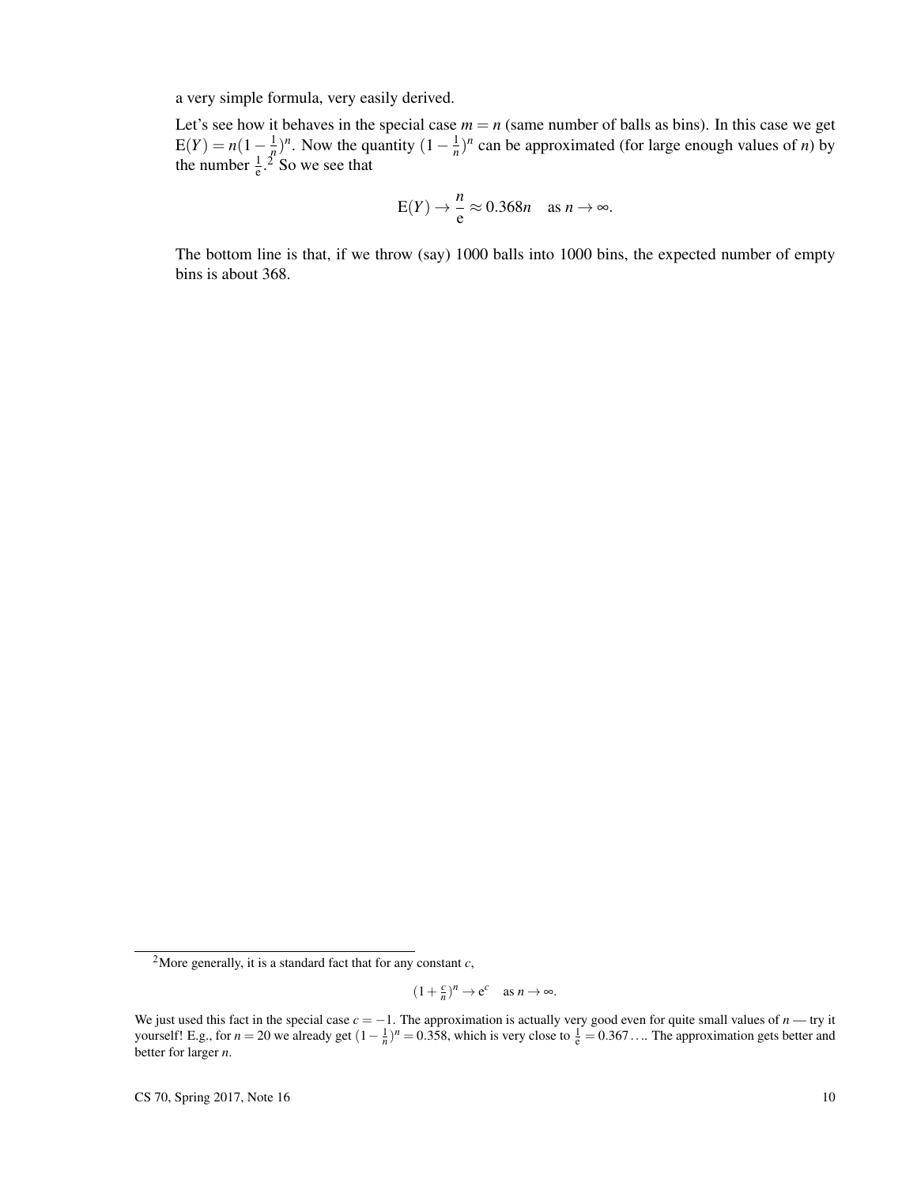a very simple formula, very easily derived.

Let's see how it behaves in the special case $m = n$ (same number of balls as bins). In this case we get $\mathrm{E}(Y) = n(1-\frac{1}{n})^n$. Now the quantity $(1-\frac{1}{n})^n$ can be approximated (for large enough values of $n$) by the number $\frac{1}{\mathrm{e}}$.[2] So we see that

$$\mathrm{E}(Y) \to \frac{n}{\mathrm{e}} \approx 0.368n \quad \text{as } n \to \infty.$$

The bottom line is that, if we throw (say) 1000 balls into 1000 bins, the expected number of empty bins is about 368.

---

[2] More generally, it is a standard fact that for any constant $c$,

$$(1+\tfrac{c}{n})^n \to \mathrm{e}^c \quad \text{as } n \to \infty.$$

We just used this fact in the special case $c = -1$. The approximation is actually very good even for quite small values of $n$ — try it yourself! E.g., for $n = 20$ we already get $(1-\frac{1}{n})^n = 0.358$, which is very close to $\frac{1}{\mathrm{e}} = 0.367\ldots$. The approximation gets better and better for larger $n$.